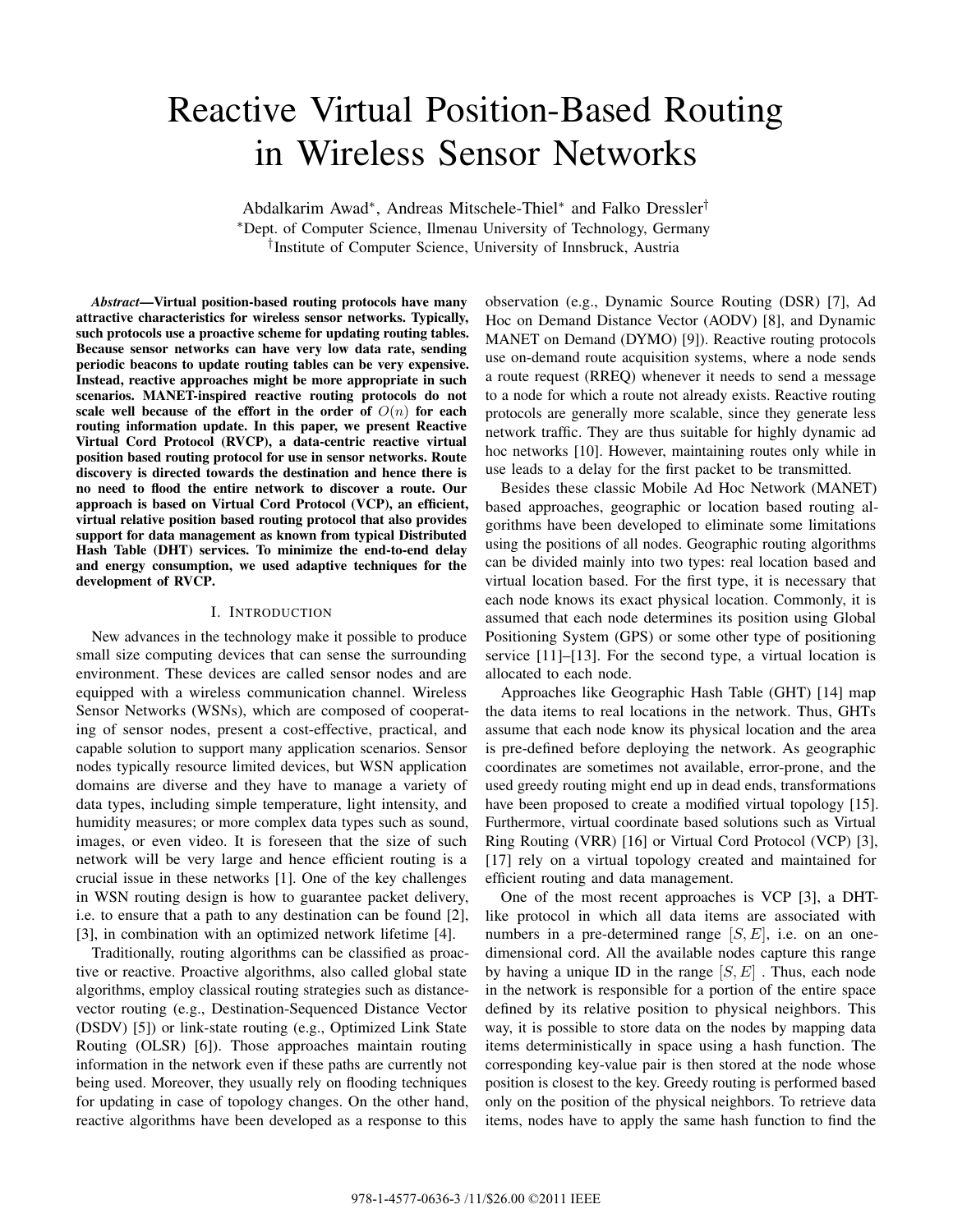# Reactive Virtual Position-Based Routing in Wireless Sensor Networks

Abdalkarim Awad*, Andreas Mitschele-Thiel* and Falko Dressler†

*Dept. of Computer Science, Ilmenau University of Technology, Germany

†Institute of Computer Science, University of Innsbruck, Austria

***Abstract*—Virtual position-based routing protocols have many attractive characteristics for wireless sensor networks. Typically, such protocols use a proactive scheme for updating routing tables. Because sensor networks can have very low data rate, sending periodic beacons to update routing tables can be very expensive. Instead, reactive approaches might be more appropriate in such scenarios. MANET-inspired reactive routing protocols do not scale well because of the effort in the order of $O(n)$ for each routing information update. In this paper, we present Reactive Virtual Cord Protocol (RVCP), a data-centric reactive virtual position based routing protocol for use in sensor networks. Route discovery is directed towards the destination and hence there is no need to flood the entire network to discover a route. Our approach is based on Virtual Cord Protocol (VCP), an efficient, virtual relative position based routing protocol that also provides support for data management as known from typical Distributed Hash Table (DHT) services. To minimize the end-to-end delay and energy consumption, we used adaptive techniques for the development of RVCP.**

## I. Introduction

New advances in the technology make it possible to produce small size computing devices that can sense the surrounding environment. These devices are called sensor nodes and are equipped with a wireless communication channel. Wireless Sensor Networks (WSNs), which are composed of cooperating of sensor nodes, present a cost-effective, practical, and capable solution to support many application scenarios. Sensor nodes typically resource limited devices, but WSN application domains are diverse and they have to manage a variety of data types, including simple temperature, light intensity, and humidity measures; or more complex data types such as sound, images, or even video. It is foreseen that the size of such network will be very large and hence efficient routing is a crucial issue in these networks [1]. One of the key challenges in WSN routing design is how to guarantee packet delivery, i.e. to ensure that a path to any destination can be found [2], [3], in combination with an optimized network lifetime [4].

Traditionally, routing algorithms can be classified as proactive or reactive. Proactive algorithms, also called global state algorithms, employ classical routing strategies such as distance-vector routing (e.g., Destination-Sequenced Distance Vector (DSDV) [5]) or link-state routing (e.g., Optimized Link State Routing (OLSR) [6]). Those approaches maintain routing information in the network even if these paths are currently not being used. Moreover, they usually rely on flooding techniques for updating in case of topology changes. On the other hand, reactive algorithms have been developed as a response to this observation (e.g., Dynamic Source Routing (DSR) [7], Ad Hoc on Demand Distance Vector (AODV) [8], and Dynamic MANET on Demand (DYMO) [9]). Reactive routing protocols use on-demand route acquisition systems, where a node sends a route request (RREQ) whenever it needs to send a message to a node for which a route not already exists. Reactive routing protocols are generally more scalable, since they generate less network traffic. They are thus suitable for highly dynamic ad hoc networks [10]. However, maintaining routes only while in use leads to a delay for the first packet to be transmitted.

Besides these classic Mobile Ad Hoc Network (MANET) based approaches, geographic or location based routing algorithms have been developed to eliminate some limitations using the positions of all nodes. Geographic routing algorithms can be divided mainly into two types: real location based and virtual location based. For the first type, it is necessary that each node knows its exact physical location. Commonly, it is assumed that each node determines its position using Global Positioning System (GPS) or some other type of positioning service [11]–[13]. For the second type, a virtual location is allocated to each node.

Approaches like Geographic Hash Table (GHT) [14] map the data items to real locations in the network. Thus, GHTs assume that each node know its physical location and the area is pre-defined before deploying the network. As geographic coordinates are sometimes not available, error-prone, and the used greedy routing might end up in dead ends, transformations have been proposed to create a modified virtual topology [15]. Furthermore, virtual coordinate based solutions such as Virtual Ring Routing (VRR) [16] or Virtual Cord Protocol (VCP) [3], [17] rely on a virtual topology created and maintained for efficient routing and data management.

One of the most recent approaches is VCP [3], a DHT-like protocol in which all data items are associated with numbers in a pre-determined range $[S, E]$, i.e. on an one-dimensional cord. All the available nodes capture this range by having a unique ID in the range $[S, E]$ . Thus, each node in the network is responsible for a portion of the entire space defined by its relative position to physical neighbors. This way, it is possible to store data on the nodes by mapping data items deterministically in space using a hash function. The corresponding key-value pair is then stored at the node whose position is closest to the key. Greedy routing is performed based only on the position of the physical neighbors. To retrieve data items, nodes have to apply the same hash function to find the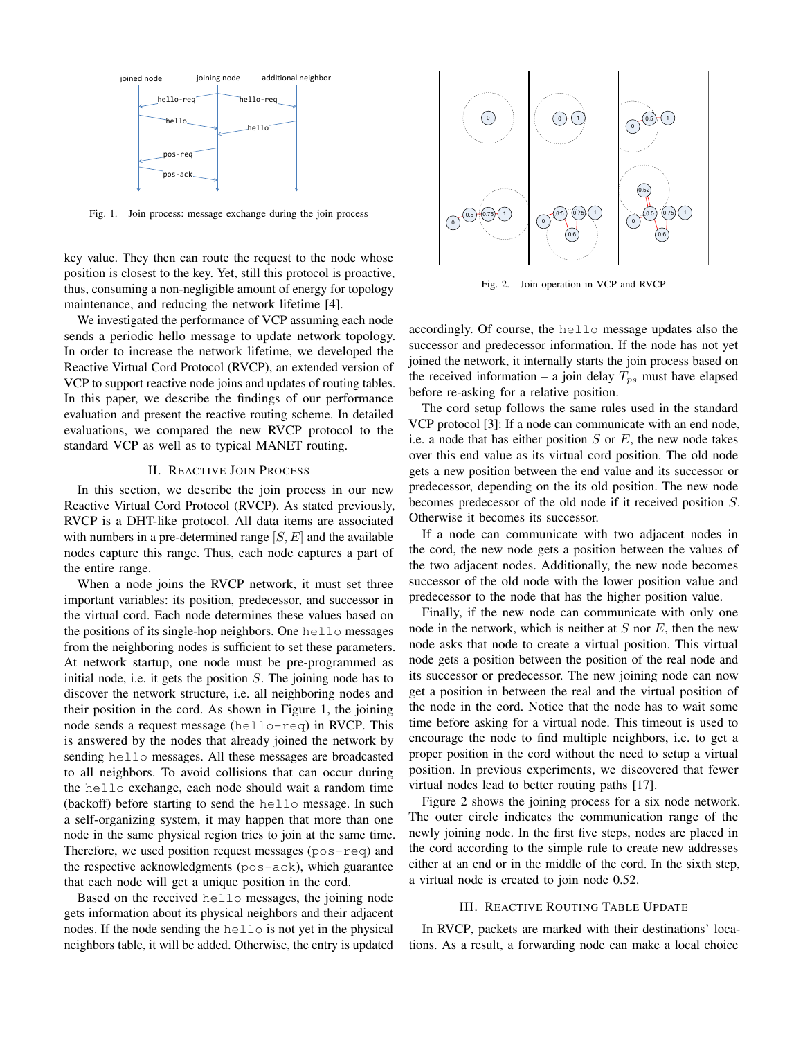joined node
joining node
additional neighbor
hello-req
hello-req
hello
hello
pos-req
pos-ack

Fig. 1. Join process: message exchange during the join process

key value. They then can route the request to the node whose position is closest to the key. Yet, still this protocol is proactive, thus, consuming a non-negligible amount of energy for topology maintenance, and reducing the network lifetime [4].

We investigated the performance of VCP assuming each node sends a periodic hello message to update network topology. In order to increase the network lifetime, we developed the Reactive Virtual Cord Protocol (RVCP), an extended version of VCP to support reactive node joins and updates of routing tables. In this paper, we describe the findings of our performance evaluation and present the reactive routing scheme. In detailed evaluations, we compared the new RVCP protocol to the standard VCP as well as to typical MANET routing.

## II. Reactive Join Process

In this section, we describe the join process in our new Reactive Virtual Cord Protocol (RVCP). As stated previously, RVCP is a DHT-like protocol. All data items are associated with numbers in a pre-determined range $[S, E]$ and the available nodes capture this range. Thus, each node captures a part of the entire range.

When a node joins the RVCP network, it must set three important variables: its position, predecessor, and successor in the virtual cord. Each node determines these values based on the positions of its single-hop neighbors. One `hello` messages from the neighboring nodes is sufficient to set these parameters. At network startup, one node must be pre-programmed as initial node, i.e. it gets the position $S$. The joining node has to discover the network structure, i.e. all neighboring nodes and their position in the cord. As shown in Figure 1, the joining node sends a request message (`hello-req`) in RVCP. This is answered by the nodes that already joined the network by sending `hello` messages. All these messages are broadcasted to all neighbors. To avoid collisions that can occur during the `hello` exchange, each node should wait a random time (backoff) before starting to send the `hello` message. In such a self-organizing system, it may happen that more than one node in the same physical region tries to join at the same time. Therefore, we used position request messages (`pos-req`) and the respective acknowledgments (`pos-ack`), which guarantee that each node will get a unique position in the cord.

Based on the received `hello` messages, the joining node gets information about its physical neighbors and their adjacent nodes. If the node sending the `hello` is not yet in the physical neighbors table, it will be added. Otherwise, the entry is updated accordingly. Of course, the `hello` message updates also the successor and predecessor information. If the node has not yet joined the network, it internally starts the join process based on the received information – a join delay $T_{ps}$ must have elapsed before re-asking for a relative position.

The cord setup follows the same rules used in the standard VCP protocol [3]: If a node can communicate with an end node, i.e. a node that has either position $S$ or $E$, the new node takes over this end value as its virtual cord position. The old node gets a new position between the end value and its successor or predecessor, depending on the its old position. The new node becomes predecessor of the old node if it received position $S$. Otherwise it becomes its successor.

If a node can communicate with two adjacent nodes in the cord, the new node gets a position between the values of the two adjacent nodes. Additionally, the new node becomes successor of the old node with the lower position value and predecessor to the node that has the higher position value.

Finally, if the new node can communicate with only one node in the network, which is neither at $S$ nor $E$, then the new node asks that node to create a virtual position. This virtual node gets a position between the position of the real node and its successor or predecessor. The new joining node can now get a position in between the real and the virtual position of the node in the cord. Notice that the node has to wait some time before asking for a virtual node. This timeout is used to encourage the node to find multiple neighbors, i.e. to get a proper position in the cord without the need to setup a virtual position. In previous experiments, we discovered that fewer virtual nodes lead to better routing paths [17].

Figure 2 shows the joining process for a six node network. The outer circle indicates the communication range of the newly joining node. In the first five steps, nodes are placed in the cord according to the simple rule to create new addresses either at an end or in the middle of the cord. In the sixth step, a virtual node is created to join node 0.52.

0
0 1
0 0.5 1
0 0.5 0.75 1
0 0.5 0.75 1 0.6
0.52 0 0.5 0.75 1 0.6

Fig. 2. Join operation in VCP and RVCP

## III. Reactive Routing Table Update

In RVCP, packets are marked with their destinations' locations. As a result, a forwarding node can make a local choice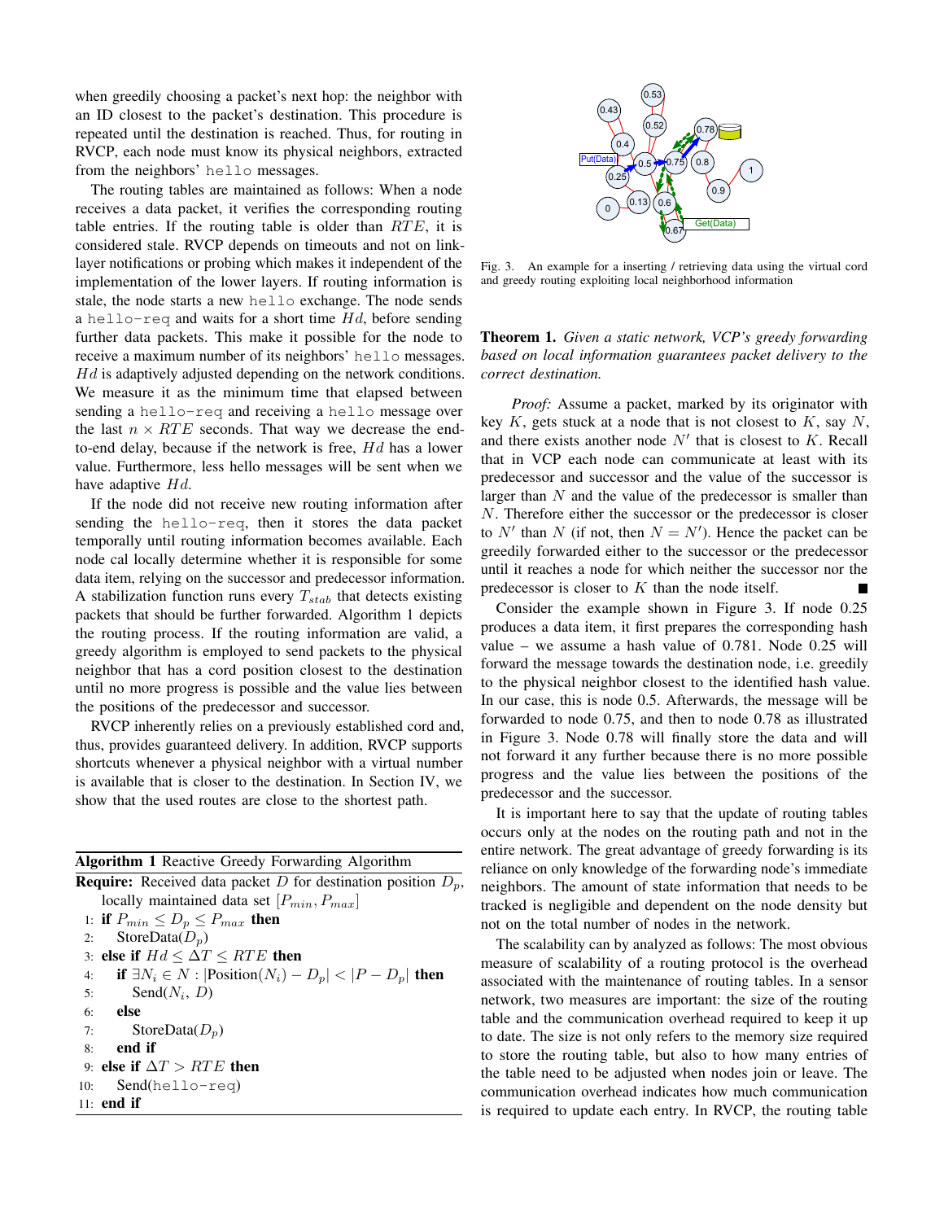when greedily choosing a packet's next hop: the neighbor with an ID closest to the packet's destination. This procedure is repeated until the destination is reached. Thus, for routing in RVCP, each node must know its physical neighbors, extracted from the neighbors' `hello` messages.

The routing tables are maintained as follows: When a node receives a data packet, it verifies the corresponding routing table entries. If the routing table is older than $RTE$, it is considered stale. RVCP depends on timeouts and not on link-layer notifications or probing which makes it independent of the implementation of the lower layers. If routing information is stale, the node starts a new `hello` exchange. The node sends a `hello-req` and waits for a short time $Hd$, before sending further data packets. This make it possible for the node to receive a maximum number of its neighbors' `hello` messages. $Hd$ is adaptively adjusted depending on the network conditions. We measure it as the minimum time that elapsed between sending a `hello-req` and receiving a `hello` message over the last $n \times RTE$ seconds. That way we decrease the end-to-end delay, because if the network is free, $Hd$ has a lower value. Furthermore, less hello messages will be sent when we have adaptive $Hd$.

If the node did not receive new routing information after sending the `hello-req`, then it stores the data packet temporally until routing information becomes available. Each node cal locally determine whether it is responsible for some data item, relying on the successor and predecessor information. A stabilization function runs every $T_{stab}$ that detects existing packets that should be further forwarded. Algorithm 1 depicts the routing process. If the routing information are valid, a greedy algorithm is employed to send packets to the physical neighbor that has a cord position closest to the destination until no more progress is possible and the value lies between the positions of the predecessor and successor.

RVCP inherently relies on a previously established cord and, thus, provides guaranteed delivery. In addition, RVCP supports shortcuts whenever a physical neighbor with a virtual number is available that is closer to the destination. In Section IV, we show that the used routes are close to the shortest path.

**Algorithm 1** Reactive Greedy Forwarding Algorithm

**Require:** Received data packet $D$ for destination position $D_p$, locally maintained data set $[P_{min}, P_{max}]$

1: **if** $P_{min} \leq D_p \leq P_{max}$ **then**
2: StoreData($D_p$)
3: **else if** $Hd \leq \Delta T \leq RTE$ **then**
4: **if** $\exists N_i \in N : |\text{Position}(N_i) - D_p| < |P - D_p|$ **then**
5: Send($N_i$, $D$)
6: **else**
7: StoreData($D_p$)
8: **end if**
9: **else if** $\Delta T > RTE$ **then**
10: Send(`hello-req`)
11: **end if**

0.53
0.43
0.52
0.78
0.4
Put(Data)
0.5
0.75
0.8
1
0.25
0.9
0
0.13
0.6
Get(Data)
0.67

Fig. 3. An example for a inserting / retrieving data using the virtual cord and greedy routing exploiting local neighborhood information

**Theorem 1.** *Given a static network, VCP's greedy forwarding based on local information guarantees packet delivery to the correct destination.*

*Proof:* Assume a packet, marked by its originator with key $K$, gets stuck at a node that is not closest to $K$, say $N$, and there exists another node $N'$ that is closest to $K$. Recall that in VCP each node can communicate at least with its predecessor and successor and the value of the successor is larger than $N$ and the value of the predecessor is smaller than $N$. Therefore either the successor or the predecessor is closer to $N'$ than $N$ (if not, then $N = N'$). Hence the packet can be greedily forwarded either to the successor or the predecessor until it reaches a node for which neither the successor nor the predecessor is closer to $K$ than the node itself. ∎

Consider the example shown in Figure 3. If node 0.25 produces a data item, it first prepares the corresponding hash value – we assume a hash value of 0.781. Node 0.25 will forward the message towards the destination node, i.e. greedily to the physical neighbor closest to the identified hash value. In our case, this is node 0.5. Afterwards, the message will be forwarded to node 0.75, and then to node 0.78 as illustrated in Figure 3. Node 0.78 will finally store the data and will not forward it any further because there is no more possible progress and the value lies between the positions of the predecessor and the successor.

It is important here to say that the update of routing tables occurs only at the nodes on the routing path and not in the entire network. The great advantage of greedy forwarding is its reliance on only knowledge of the forwarding node's immediate neighbors. The amount of state information that needs to be tracked is negligible and dependent on the node density but not on the total number of nodes in the network.

The scalability can by analyzed as follows: The most obvious measure of scalability of a routing protocol is the overhead associated with the maintenance of routing tables. In a sensor network, two measures are important: the size of the routing table and the communication overhead required to keep it up to date. The size is not only refers to the memory size required to store the routing table, but also to how many entries of the table need to be adjusted when nodes join or leave. The communication overhead indicates how much communication is required to update each entry. In RVCP, the routing table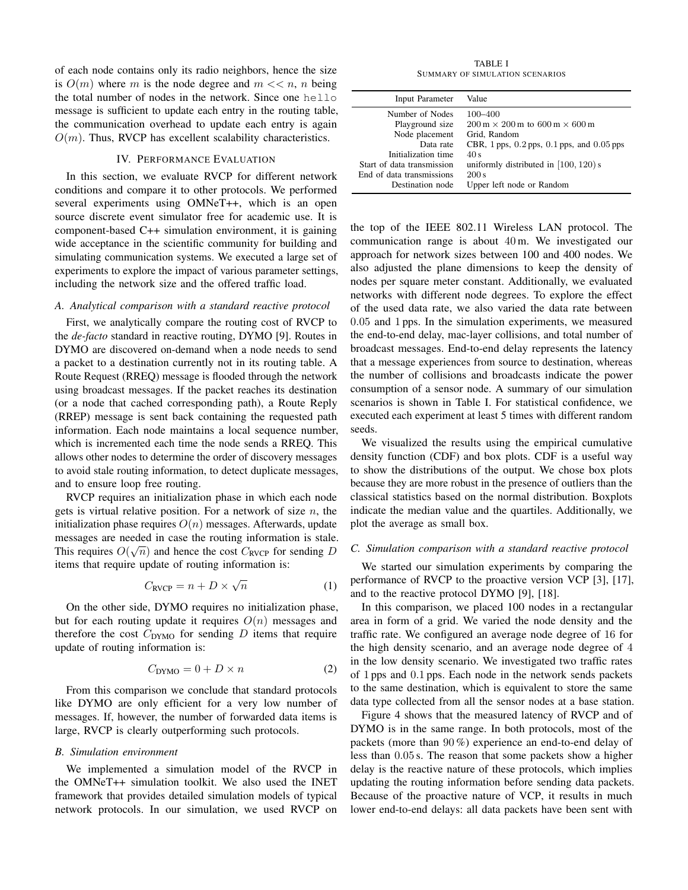of each node contains only its radio neighbors, hence the size is $O(m)$ where $m$ is the node degree and $m << n$, $n$ being the total number of nodes in the network. Since one `hello` message is sufficient to update each entry in the routing table, the communication overhead to update each entry is again $O(m)$. Thus, RVCP has excellent scalability characteristics.

## IV. Performance Evaluation

In this section, we evaluate RVCP for different network conditions and compare it to other protocols. We performed several experiments using OMNeT++, which is an open source discrete event simulator free for academic use. It is component-based C++ simulation environment, it is gaining wide acceptance in the scientific community for building and simulating communication systems. We executed a large set of experiments to explore the impact of various parameter settings, including the network size and the offered traffic load.

### A. Analytical comparison with a standard reactive protocol

First, we analytically compare the routing cost of RVCP to the *de-facto* standard in reactive routing, DYMO [9]. Routes in DYMO are discovered on-demand when a node needs to send a packet to a destination currently not in its routing table. A Route Request (RREQ) message is flooded through the network using broadcast messages. If the packet reaches its destination (or a node that cached corresponding path), a Route Reply (RREP) message is sent back containing the requested path information. Each node maintains a local sequence number, which is incremented each time the node sends a RREQ. This allows other nodes to determine the order of discovery messages to avoid stale routing information, to detect duplicate messages, and to ensure loop free routing.

RVCP requires an initialization phase in which each node gets is virtual relative position. For a network of size $n$, the initialization phase requires $O(n)$ messages. Afterwards, update messages are needed in case the routing information is stale. This requires $O(\sqrt{n})$ and hence the cost $C_{\text{RVCP}}$ for sending $D$ items that require update of routing information is:

$$C_{\text{RVCP}} = n + D \times \sqrt{n} \tag{1}$$

On the other side, DYMO requires no initialization phase, but for each routing update it requires $O(n)$ messages and therefore the cost $C_{\text{DYMO}}$ for sending $D$ items that require update of routing information is:

$$C_{\text{DYMO}} = 0 + D \times n \tag{2}$$

From this comparison we conclude that standard protocols like DYMO are only efficient for a very low number of messages. If, however, the number of forwarded data items is large, RVCP is clearly outperforming such protocols.

### B. Simulation environment

We implemented a simulation model of the RVCP in the OMNeT++ simulation toolkit. We also used the INET framework that provides detailed simulation models of typical network protocols. In our simulation, we used RVCP on the top of the IEEE 802.11 Wireless LAN protocol. The communication range is about 40 m. We investigated our approach for network sizes between 100 and 400 nodes. We also adjusted the plane dimensions to keep the density of nodes per square meter constant. Additionally, we evaluated networks with different node degrees. To explore the effect of the used data rate, we also varied the data rate between 0.05 and 1 pps. In the simulation experiments, we measured the end-to-end delay, mac-layer collisions, and total number of broadcast messages. End-to-end delay represents the latency that a message experiences from source to destination, whereas the number of collisions and broadcasts indicate the power consumption of a sensor node. A summary of our simulation scenarios is shown in Table I. For statistical confidence, we executed each experiment at least 5 times with different random seeds.

TABLE I
Summary of simulation scenarios

| Input Parameter | Value |
|---|---|
| Number of Nodes | 100–400 |
| Playground size | $200\,\text{m} \times 200\,\text{m}$ to $600\,\text{m} \times 600\,\text{m}$ |
| Node placement | Grid, Random |
| Data rate | CBR, 1 pps, 0.2 pps, 0.1 pps, and 0.05 pps |
| Initialization time | 40 s |
| Start of data transmission | uniformly distributed in $[100, 120)$ s |
| End of data transmissions | 200 s |
| Destination node | Upper left node or Random |

We visualized the results using the empirical cumulative density function (CDF) and box plots. CDF is a useful way to show the distributions of the output. We chose box plots because they are more robust in the presence of outliers than the classical statistics based on the normal distribution. Boxplots indicate the median value and the quartiles. Additionally, we plot the average as small box.

### C. Simulation comparison with a standard reactive protocol

We started our simulation experiments by comparing the performance of RVCP to the proactive version VCP [3], [17], and to the reactive protocol DYMO [9], [18].

In this comparison, we placed 100 nodes in a rectangular area in form of a grid. We varied the node density and the traffic rate. We configured an average node degree of 16 for the high density scenario, and an average node degree of 4 in the low density scenario. We investigated two traffic rates of 1 pps and 0.1 pps. Each node in the network sends packets to the same destination, which is equivalent to store the same data type collected from all the sensor nodes at a base station.

Figure 4 shows that the measured latency of RVCP and of DYMO is in the same range. In both protocols, most of the packets (more than 90 %) experience an end-to-end delay of less than 0.05 s. The reason that some packets show a higher delay is the reactive nature of these protocols, which implies updating the routing information before sending data packets. Because of the proactive nature of VCP, it results in much lower end-to-end delays: all data packets have been sent with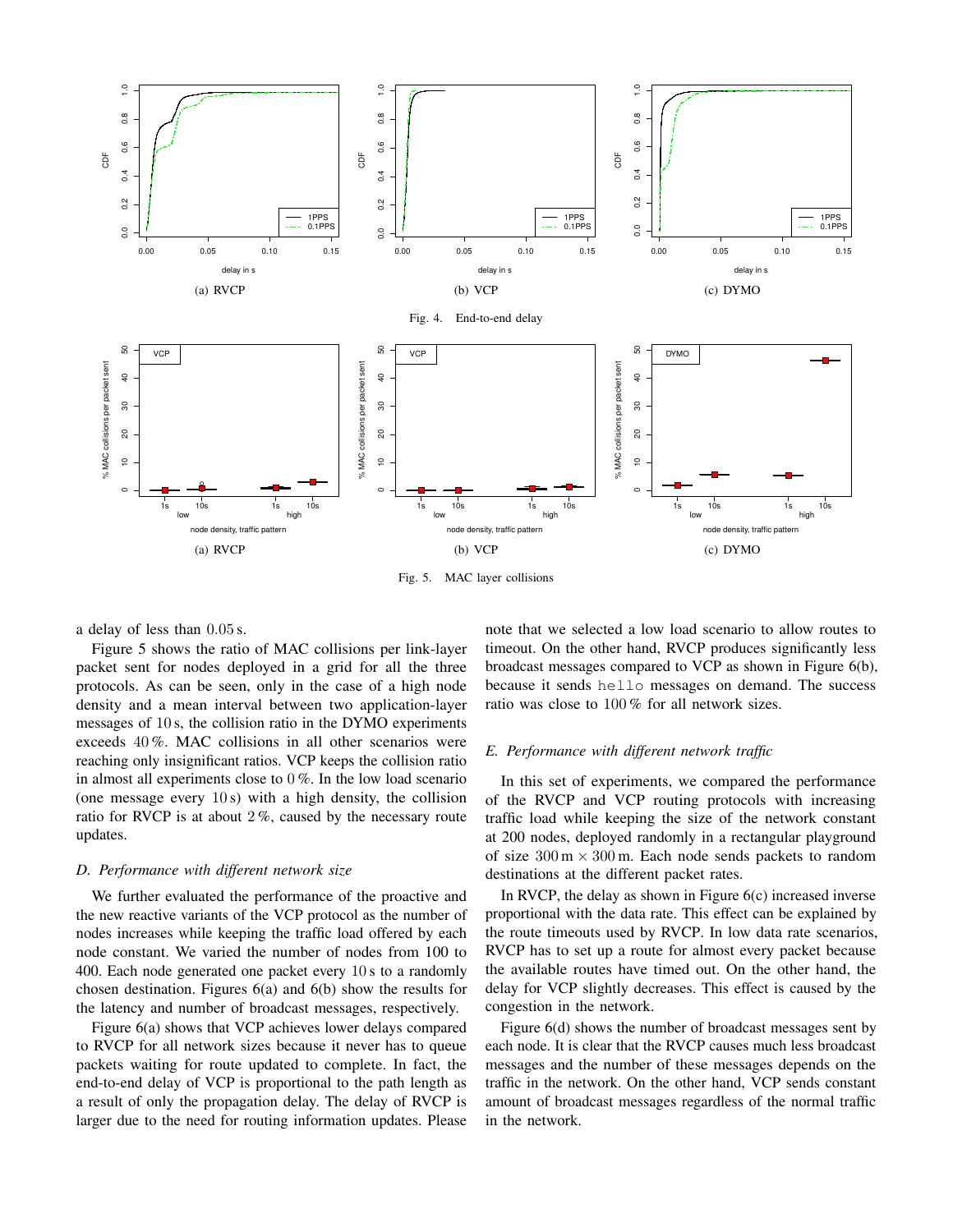(a) RVCP

1.0
0.8
0.6
0.4
0.2
0.0
CDF
0.00 0.05 0.10 0.15
delay in s
1PPS
0.1PPS

(b) VCP

1.0
0.8
0.6
0.4
0.2
0.0
CDF
0.00 0.05 0.10 0.15
delay in s
1PPS
0.1PPS

(c) DYMO

1.0
0.8
0.6
0.4
0.2
0.0
CDF
0.00 0.05 0.10 0.15
delay in s
1PPS
0.1PPS

Fig. 4. End-to-end delay

(a) RVCP

VCP
50
40
30
20
10
0
% MAC collisions per packet sent
1s 10s 1s 10s
low high
node density, traffic pattern

(b) VCP

VCP
50
40
30
20
10
0
% MAC collisions per packet sent
1s 10s 1s 10s
low high
node density, traffic pattern

(c) DYMO

DYMO
50
40
30
20
10
0
% MAC collisions per packet sent
1s 10s 1s 10s
low high
node density, traffic pattern

Fig. 5. MAC layer collisions

a delay of less than 0.05 s.

Figure 5 shows the ratio of MAC collisions per link-layer packet sent for nodes deployed in a grid for all the three protocols. As can be seen, only in the case of a high node density and a mean interval between two application-layer messages of 10 s, the collision ratio in the DYMO experiments exceeds 40 %. MAC collisions in all other scenarios were reaching only insignificant ratios. VCP keeps the collision ratio in almost all experiments close to 0 %. In the low load scenario (one message every 10 s) with a high density, the collision ratio for RVCP is at about 2 %, caused by the necessary route updates.

### D. Performance with different network size

We further evaluated the performance of the proactive and the new reactive variants of the VCP protocol as the number of nodes increases while keeping the traffic load offered by each node constant. We varied the number of nodes from 100 to 400. Each node generated one packet every 10 s to a randomly chosen destination. Figures 6(a) and 6(b) show the results for the latency and number of broadcast messages, respectively.

Figure 6(a) shows that VCP achieves lower delays compared to RVCP for all network sizes because it never has to queue packets waiting for route updated to complete. In fact, the end-to-end delay of VCP is proportional to the path length as a result of only the propagation delay. The delay of RVCP is larger due to the need for routing information updates. Please note that we selected a low load scenario to allow routes to timeout. On the other hand, RVCP produces significantly less broadcast messages compared to VCP as shown in Figure 6(b), because it sends `hello` messages on demand. The success ratio was close to 100 % for all network sizes.

### E. Performance with different network traffic

In this set of experiments, we compared the performance of the RVCP and VCP routing protocols with increasing traffic load while keeping the size of the network constant at 200 nodes, deployed randomly in a rectangular playground of size $300\,\text{m} \times 300\,\text{m}$. Each node sends packets to random destinations at the different packet rates.

In RVCP, the delay as shown in Figure 6(c) increased inverse proportional with the data rate. This effect can be explained by the route timeouts used by RVCP. In low data rate scenarios, RVCP has to set up a route for almost every packet because the available routes have timed out. On the other hand, the delay for VCP slightly decreases. This effect is caused by the congestion in the network.

Figure 6(d) shows the number of broadcast messages sent by each node. It is clear that the RVCP causes much less broadcast messages and the number of these messages depends on the traffic in the network. On the other hand, VCP sends constant amount of broadcast messages regardless of the normal traffic in the network.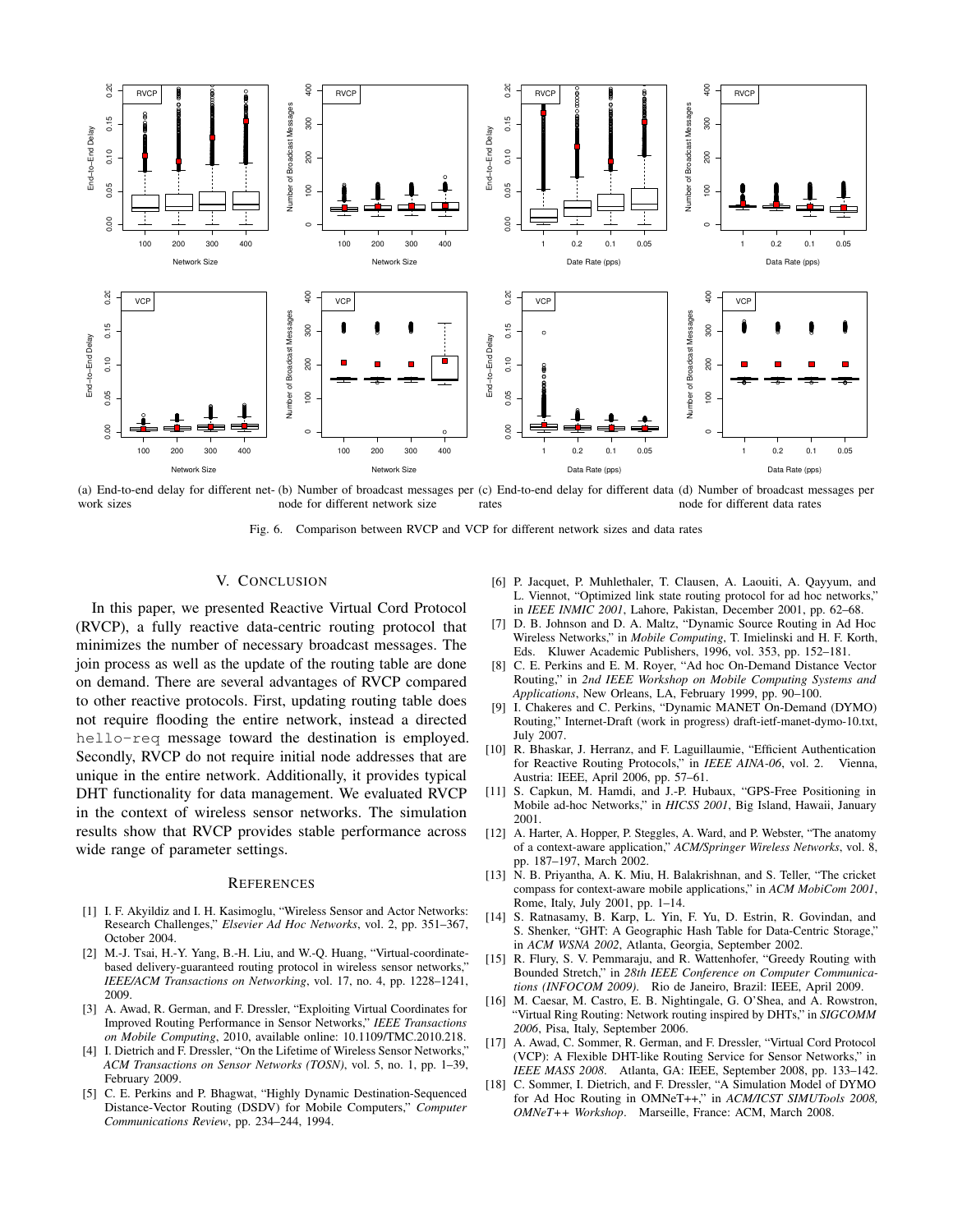RVCP

End–to–End Delay

0.00 0.05 0.10 0.15 0.20

100 200 300 400

Network Size

RVCP

Number of Broadcast Messages

0 100 200 300 400

100 200 300 400

Network Size

RVCP

End–to–End Delay

0.00 0.05 0.10 0.15 0.20

1 0.2 0.1 0.05

Date Rate (pps)

RVCP

Number of Broadcast Messages

0 100 200 300 400

1 0.2 0.1 0.05

Data Rate (pps)

VCP

End–to–End Delay

0.00 0.05 0.10 0.15 0.20

100 200 300 400

Network Size

VCP

Number of Broadcast Messages

0 100 200 300 400

100 200 300 400

Network Size

VCP

End–to–End Delay

0.00 0.05 0.10 0.15 0.20

1 0.2 0.1 0.05

Data Rate (pps)

VCP

Number of Broadcast Messages

0 100 200 300 400

1 0.2 0.1 0.05

Data Rate (pps)

(a) End-to-end delay for different network sizes (b) Number of broadcast messages per node for different network size (c) End-to-end delay for different data rates (d) Number of broadcast messages per node for different data rates

Fig. 6. Comparison between RVCP and VCP for different network sizes and data rates

## V. Conclusion

In this paper, we presented Reactive Virtual Cord Protocol (RVCP), a fully reactive data-centric routing protocol that minimizes the number of necessary broadcast messages. The join process as well as the update of the routing table are done on demand. There are several advantages of RVCP compared to other reactive protocols. First, updating routing table does not require flooding the entire network, instead a directed `hello-req` message toward the destination is employed. Secondly, RVCP do not require initial node addresses that are unique in the entire network. Additionally, it provides typical DHT functionality for data management. We evaluated RVCP in the context of wireless sensor networks. The simulation results show that RVCP provides stable performance across wide range of parameter settings.

## References

[1] I. F. Akyildiz and I. H. Kasimoglu, "Wireless Sensor and Actor Networks: Research Challenges," *Elsevier Ad Hoc Networks*, vol. 2, pp. 351–367, October 2004.

[2] M.-J. Tsai, H.-Y. Yang, B.-H. Liu, and W.-Q. Huang, "Virtual-coordinate-based delivery-guaranteed routing protocol in wireless sensor networks," *IEEE/ACM Transactions on Networking*, vol. 17, no. 4, pp. 1228–1241, 2009.

[3] A. Awad, R. German, and F. Dressler, "Exploiting Virtual Coordinates for Improved Routing Performance in Sensor Networks," *IEEE Transactions on Mobile Computing*, 2010, available online: 10.1109/TMC.2010.218.

[4] I. Dietrich and F. Dressler, "On the Lifetime of Wireless Sensor Networks," *ACM Transactions on Sensor Networks (TOSN)*, vol. 5, no. 1, pp. 1–39, February 2009.

[5] C. E. Perkins and P. Bhagwat, "Highly Dynamic Destination-Sequenced Distance-Vector Routing (DSDV) for Mobile Computers," *Computer Communications Review*, pp. 234–244, 1994.

[6] P. Jacquet, P. Muhlethaler, T. Clausen, A. Laouiti, A. Qayyum, and L. Viennot, "Optimized link state routing protocol for ad hoc networks," in *IEEE INMIC 2001*, Lahore, Pakistan, December 2001, pp. 62–68.

[7] D. B. Johnson and D. A. Maltz, "Dynamic Source Routing in Ad Hoc Wireless Networks," in *Mobile Computing*, T. Imielinski and H. F. Korth, Eds. Kluwer Academic Publishers, 1996, vol. 353, pp. 152–181.

[8] C. E. Perkins and E. M. Royer, "Ad hoc On-Demand Distance Vector Routing," in *2nd IEEE Workshop on Mobile Computing Systems and Applications*, New Orleans, LA, February 1999, pp. 90–100.

[9] I. Chakeres and C. Perkins, "Dynamic MANET On-Demand (DYMO) Routing," Internet-Draft (work in progress) draft-ietf-manet-dymo-10.txt, July 2007.

[10] R. Bhaskar, J. Herranz, and F. Laguillaumie, "Efficient Authentication for Reactive Routing Protocols," in *IEEE AINA-06*, vol. 2. Vienna, Austria: IEEE, April 2006, pp. 57–61.

[11] S. Capkun, M. Hamdi, and J.-P. Hubaux, "GPS-Free Positioning in Mobile ad-hoc Networks," in *HICSS 2001*, Big Island, Hawaii, January 2001.

[12] A. Harter, A. Hopper, P. Steggles, A. Ward, and P. Webster, "The anatomy of a context-aware application," *ACM/Springer Wireless Networks*, vol. 8, pp. 187–197, March 2002.

[13] N. B. Priyantha, A. K. Miu, H. Balakrishnan, and S. Teller, "The cricket compass for context-aware mobile applications," in *ACM MobiCom 2001*, Rome, Italy, July 2001, pp. 1–14.

[14] S. Ratnasamy, B. Karp, L. Yin, F. Yu, D. Estrin, R. Govindan, and S. Shenker, "GHT: A Geographic Hash Table for Data-Centric Storage," in *ACM WSNA 2002*, Atlanta, Georgia, September 2002.

[15] R. Flury, S. V. Pemmaraju, and R. Wattenhofer, "Greedy Routing with Bounded Stretch," in *28th IEEE Conference on Computer Communications (INFOCOM 2009)*. Rio de Janeiro, Brazil: IEEE, April 2009.

[16] M. Caesar, M. Castro, E. B. Nightingale, G. O'Shea, and A. Rowstron, "Virtual Ring Routing: Network routing inspired by DHTs," in *SIGCOMM 2006*, Pisa, Italy, September 2006.

[17] A. Awad, C. Sommer, R. German, and F. Dressler, "Virtual Cord Protocol (VCP): A Flexible DHT-like Routing Service for Sensor Networks," in *IEEE MASS 2008*. Atlanta, GA: IEEE, September 2008, pp. 133–142.

[18] C. Sommer, I. Dietrich, and F. Dressler, "A Simulation Model of DYMO for Ad Hoc Routing in OMNeT++," in *ACM/ICST SIMUTools 2008, OMNeT++ Workshop*. Marseille, France: ACM, March 2008.